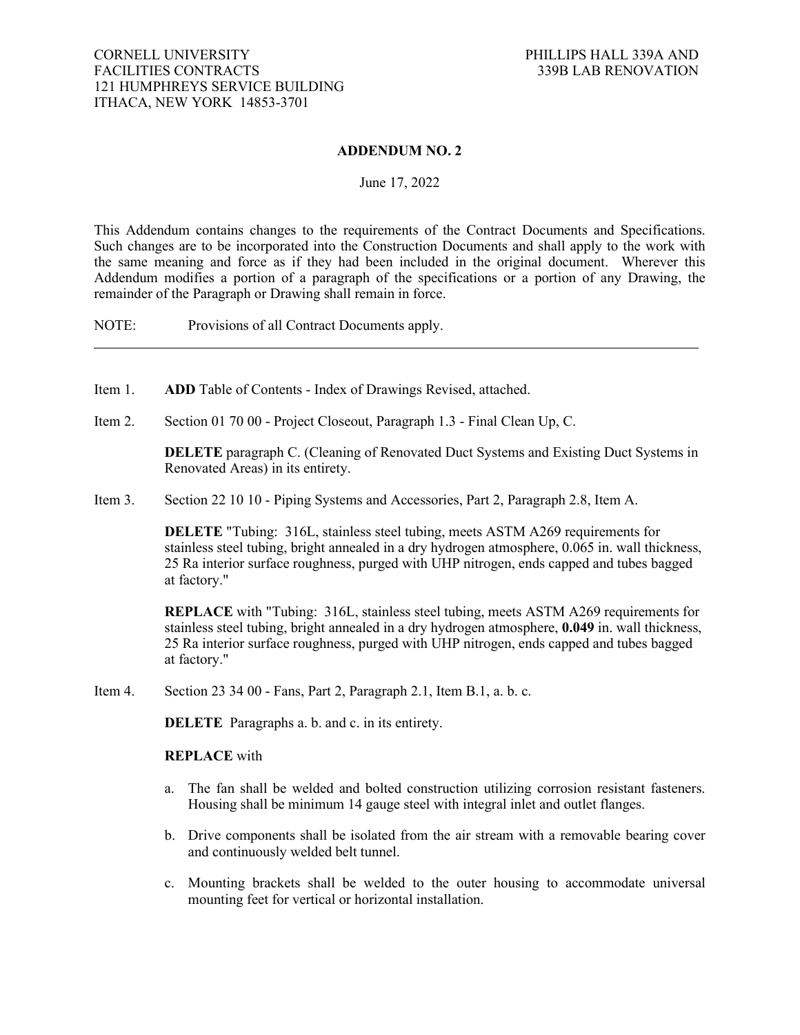CORNELL UNIVERSITY
FACILITIES CONTRACTS
121 HUMPHREYS SERVICE BUILDING
ITHACA, NEW YORK 14853-3701

PHILLIPS HALL 339A AND
339B LAB RENOVATION

**ADDENDUM NO. 2**

June 17, 2022

This Addendum contains changes to the requirements of the Contract Documents and Specifications. Such changes are to be incorporated into the Construction Documents and shall apply to the work with the same meaning and force as if they had been included in the original document. Wherever this Addendum modifies a portion of a paragraph of the specifications or a portion of any Drawing, the remainder of the Paragraph or Drawing shall remain in force.

NOTE: Provisions of all Contract Documents apply.

---

Item 1. **ADD** Table of Contents - Index of Drawings Revised, attached.

Item 2. Section 01 70 00 - Project Closeout, Paragraph 1.3 - Final Clean Up, C.

**DELETE** paragraph C. (Cleaning of Renovated Duct Systems and Existing Duct Systems in Renovated Areas) in its entirety.

Item 3. Section 22 10 10 - Piping Systems and Accessories, Part 2, Paragraph 2.8, Item A.

**DELETE** "Tubing: 316L, stainless steel tubing, meets ASTM A269 requirements for stainless steel tubing, bright annealed in a dry hydrogen atmosphere, 0.065 in. wall thickness, 25 Ra interior surface roughness, purged with UHP nitrogen, ends capped and tubes bagged at factory."

**REPLACE** with "Tubing: 316L, stainless steel tubing, meets ASTM A269 requirements for stainless steel tubing, bright annealed in a dry hydrogen atmosphere, **0.049** in. wall thickness, 25 Ra interior surface roughness, purged with UHP nitrogen, ends capped and tubes bagged at factory."

Item 4. Section 23 34 00 - Fans, Part 2, Paragraph 2.1, Item B.1, a. b. c.

**DELETE** Paragraphs a. b. and c. in its entirety.

**REPLACE** with

a. The fan shall be welded and bolted construction utilizing corrosion resistant fasteners. Housing shall be minimum 14 gauge steel with integral inlet and outlet flanges.

b. Drive components shall be isolated from the air stream with a removable bearing cover and continuously welded belt tunnel.

c. Mounting brackets shall be welded to the outer housing to accommodate universal mounting feet for vertical or horizontal installation.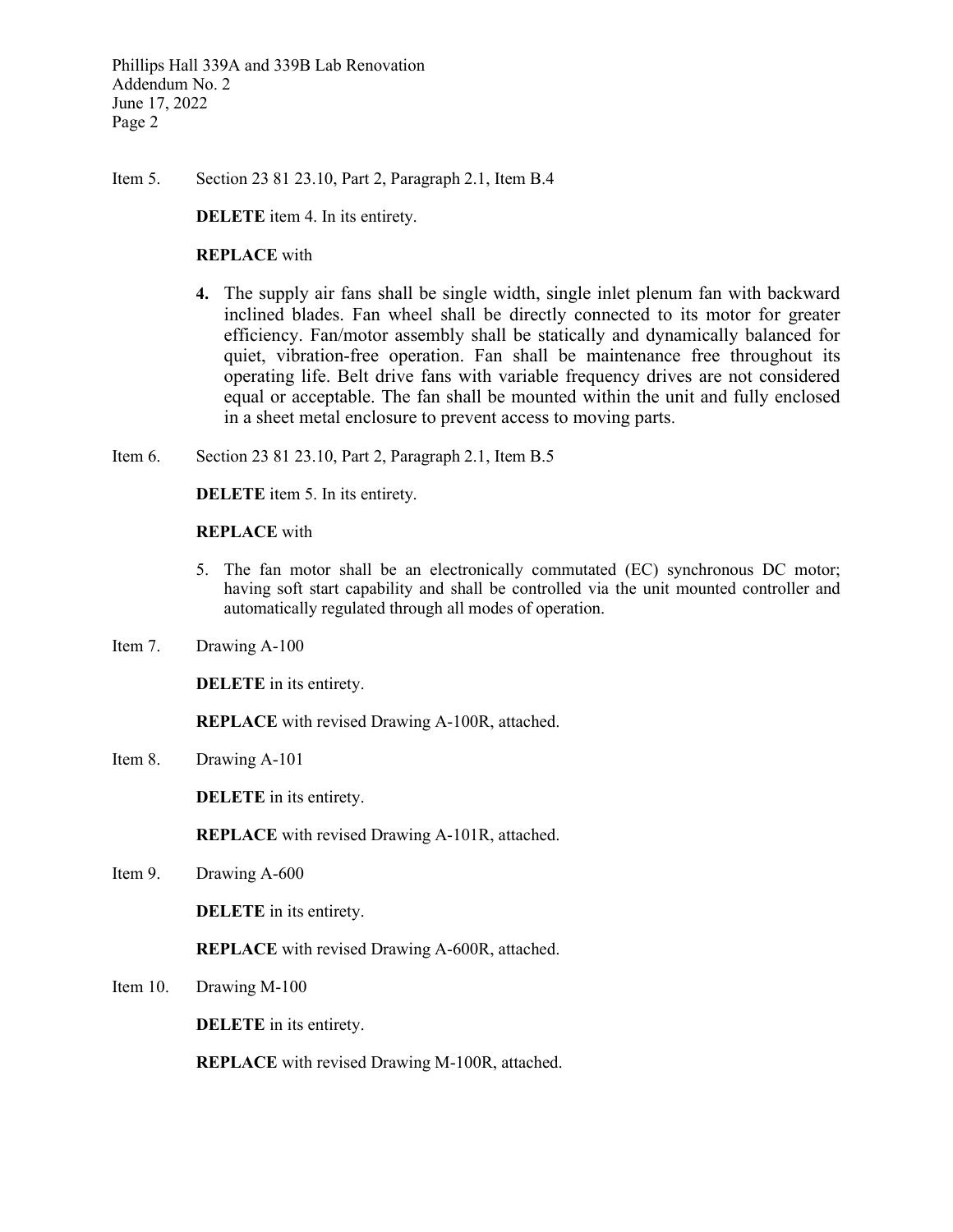Item 5. Section 23 81 23.10, Part 2, Paragraph 2.1, Item B.4

**DELETE** item 4. In its entirety.

**REPLACE** with

**4.** The supply air fans shall be single width, single inlet plenum fan with backward inclined blades. Fan wheel shall be directly connected to its motor for greater efficiency. Fan/motor assembly shall be statically and dynamically balanced for quiet, vibration-free operation. Fan shall be maintenance free throughout its operating life. Belt drive fans with variable frequency drives are not considered equal or acceptable. The fan shall be mounted within the unit and fully enclosed in a sheet metal enclosure to prevent access to moving parts.

Item 6. Section 23 81 23.10, Part 2, Paragraph 2.1, Item B.5

**DELETE** item 5. In its entirety.

**REPLACE** with

5. The fan motor shall be an electronically commutated (EC) synchronous DC motor; having soft start capability and shall be controlled via the unit mounted controller and automatically regulated through all modes of operation.

Item 7. Drawing A-100

**DELETE** in its entirety.

**REPLACE** with revised Drawing A-100R, attached.

Item 8. Drawing A-101

**DELETE** in its entirety.

**REPLACE** with revised Drawing A-101R, attached.

Item 9. Drawing A-600

**DELETE** in its entirety.

**REPLACE** with revised Drawing A-600R, attached.

Item 10. Drawing M-100

**DELETE** in its entirety.

**REPLACE** with revised Drawing M-100R, attached.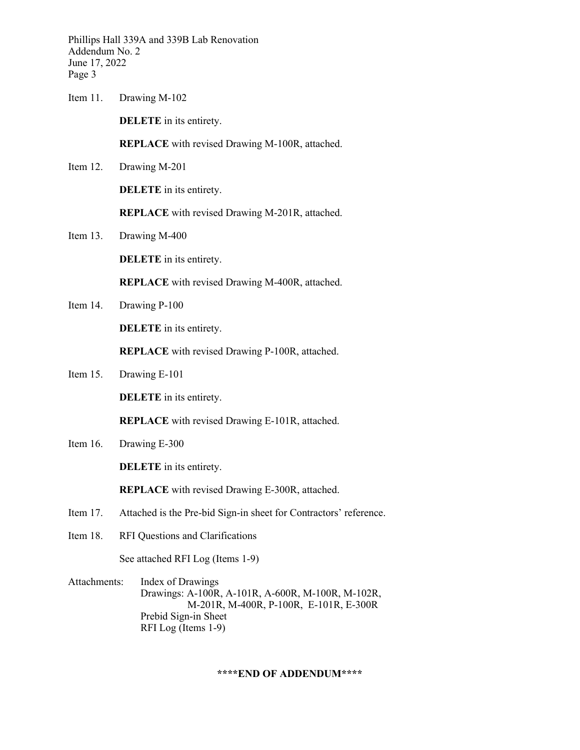Item 11. Drawing M-102

**DELETE** in its entirety.

**REPLACE** with revised Drawing M-100R, attached.

Item 12. Drawing M-201

**DELETE** in its entirety.

**REPLACE** with revised Drawing M-201R, attached.

Item 13. Drawing M-400

**DELETE** in its entirety.

**REPLACE** with revised Drawing M-400R, attached.

Item 14. Drawing P-100

**DELETE** in its entirety.

**REPLACE** with revised Drawing P-100R, attached.

Item 15. Drawing E-101

**DELETE** in its entirety.

**REPLACE** with revised Drawing E-101R, attached.

Item 16. Drawing E-300

**DELETE** in its entirety.

**REPLACE** with revised Drawing E-300R, attached.

Item 17. Attached is the Pre-bid Sign-in sheet for Contractors' reference.

Item 18. RFI Questions and Clarifications

See attached RFI Log (Items 1-9)

Attachments:
- Index of Drawings
- Drawings: A-100R, A-101R, A-600R, M-100R, M-102R, M-201R, M-400R, P-100R, E-101R, E-300R
- Prebid Sign-in Sheet
- RFI Log (Items 1-9)

**\*\*\*\*END OF ADDENDUM\*\*\*\***